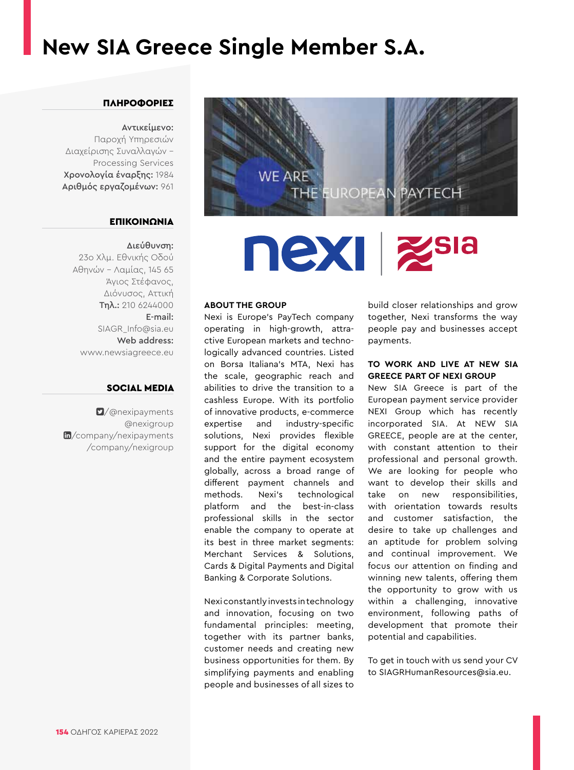# New SIA Greece Single Member S.A.

### ΠΛΗΡΟΦΟΡΙΕΣ

**Αντικείμενο:**
Παροχή Υπηρεσιών Διαχείρισης Συναλλαγών – Processing Services
**Χρονολογία έναρξης:** 1984
**Αριθμός εργαζομένων:** 961

### ΕΠΙΚΟΙΝΩΝΙΑ

**Διεύθυνση:**
23ο Χλμ. Εθνικής Οδού Αθηνών – Λαμίας, 145 65 Άγιος Στέφανος, Διόνυσος, Αττική
**Τηλ.:** 210 6244000
**E-mail:**
SIAGR_Info@sia.eu
**Web address:**
www.newsiagreece.eu

### SOCIAL MEDIA

/@nexipayments
@nexigroup
/company/nexipayments
/company/nexigroup

WE ARE THE EUROPEAN PAYTECH

nexi | sia

**ABOUT THE GROUP**

Nexi is Europe's PayTech company operating in high-growth, attractive European markets and technologically advanced countries. Listed on Borsa Italiana's MTA, Nexi has the scale, geographic reach and abilities to drive the transition to a cashless Europe. With its portfolio of innovative products, e-commerce expertise and industry-specific solutions, Nexi provides flexible support for the digital economy and the entire payment ecosystem globally, across a broad range of different payment channels and methods. Nexi's technological platform and the best-in-class professional skills in the sector enable the company to operate at its best in three market segments: Merchant Services & Solutions, Cards & Digital Payments and Digital Banking & Corporate Solutions.

Nexi constantly invests in technology and innovation, focusing on two fundamental principles: meeting, together with its partner banks, customer needs and creating new business opportunities for them. By simplifying payments and enabling people and businesses of all sizes to build closer relationships and grow together, Nexi transforms the way people pay and businesses accept payments.

**TO WORK AND LIVE AT NEW SIA GREECE PART OF NEXI GROUP**

New SIA Greece is part of the European payment service provider NEXI Group which has recently incorporated SIA. At NEW SIA GREECE, people are at the center, with constant attention to their professional and personal growth. We are looking for people who want to develop their skills and take on new responsibilities, with orientation towards results and customer satisfaction, the desire to take up challenges and an aptitude for problem solving and continual improvement. We focus our attention on finding and winning new talents, offering them the opportunity to grow with us within a challenging, innovative environment, following paths of development that promote their potential and capabilities.

To get in touch with us send your CV to SIAGRHumanResources@sia.eu.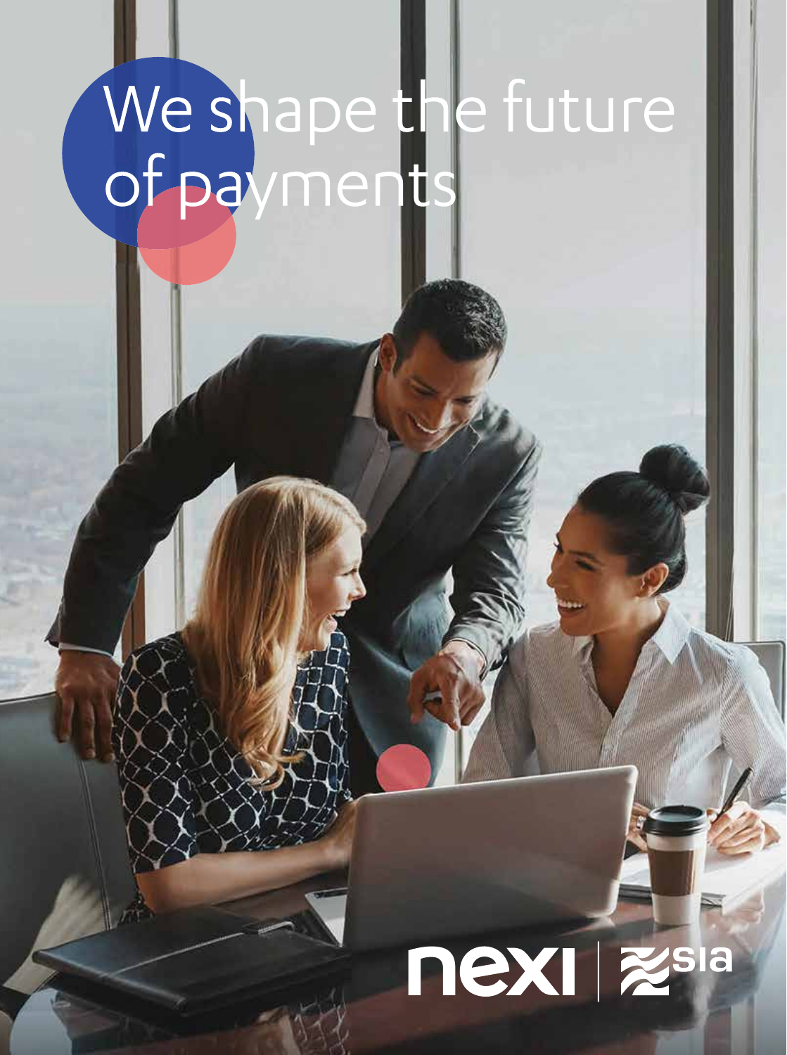# We shape the future of payments

nexi | sia